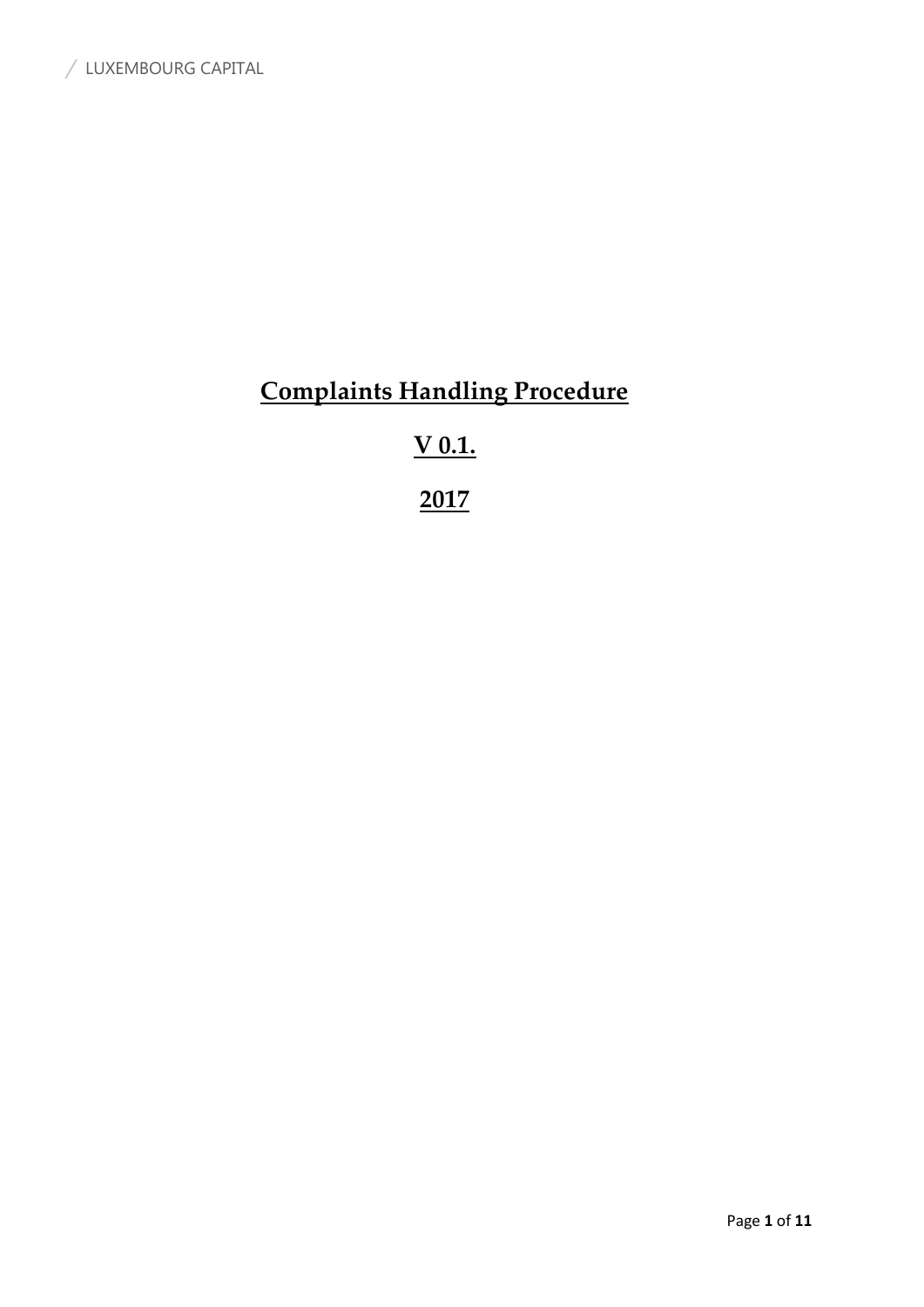# Complaints Handling Procedure

## V 0.1.

## 2017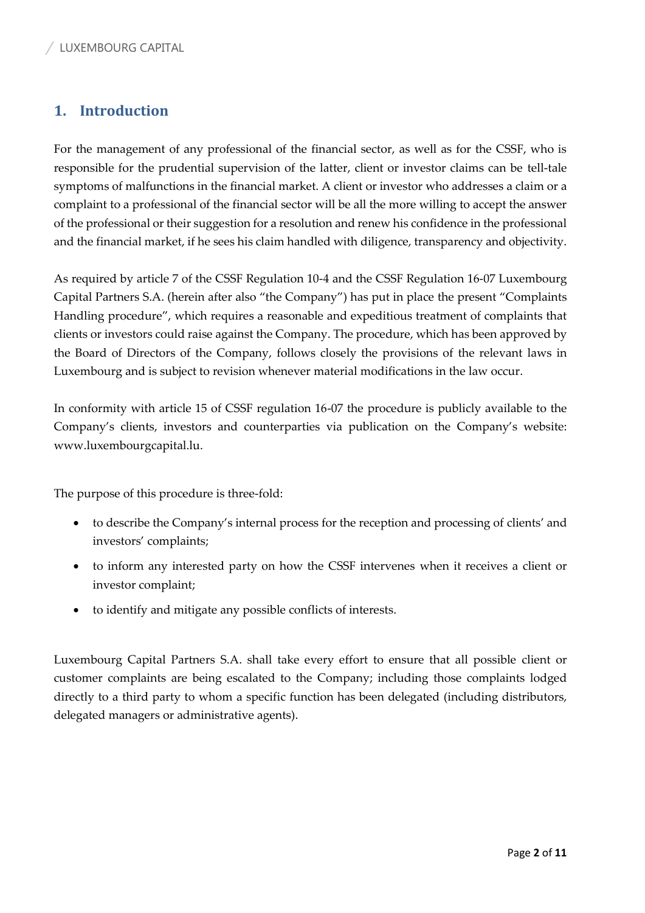## 1. Introduction

For the management of any professional of the financial sector, as well as for the CSSF, who is responsible for the prudential supervision of the latter, client or investor claims can be tell-tale symptoms of malfunctions in the financial market. A client or investor who addresses a claim or a complaint to a professional of the financial sector will be all the more willing to accept the answer of the professional or their suggestion for a resolution and renew his confidence in the professional and the financial market, if he sees his claim handled with diligence, transparency and objectivity.

As required by article 7 of the CSSF Regulation 10-4 and the CSSF Regulation 16-07 Luxembourg Capital Partners S.A. (herein after also "the Company") has put in place the present "Complaints Handling procedure", which requires a reasonable and expeditious treatment of complaints that clients or investors could raise against the Company. The procedure, which has been approved by the Board of Directors of the Company, follows closely the provisions of the relevant laws in Luxembourg and is subject to revision whenever material modifications in the law occur.

In conformity with article 15 of CSSF regulation 16-07 the procedure is publicly available to the Company's clients, investors and counterparties via publication on the Company's website: www.luxembourgcapital.lu.

The purpose of this procedure is three-fold:

- to describe the Company's internal process for the reception and processing of clients' and investors' complaints;
- to inform any interested party on how the CSSF intervenes when it receives a client or investor complaint;
- to identify and mitigate any possible conflicts of interests.

Luxembourg Capital Partners S.A. shall take every effort to ensure that all possible client or customer complaints are being escalated to the Company; including those complaints lodged directly to a third party to whom a specific function has been delegated (including distributors, delegated managers or administrative agents).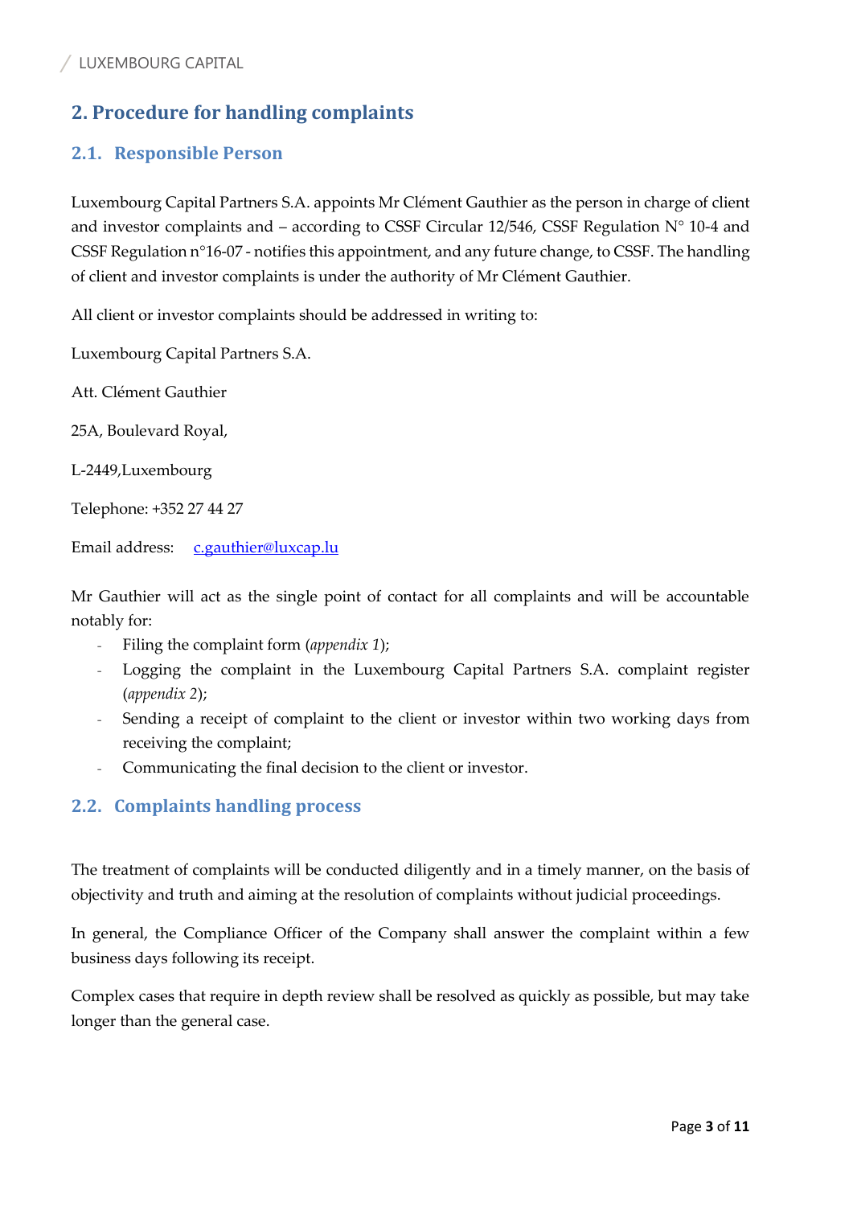## 2. Procedure for handling complaints

### 2.1. Responsible Person

Luxembourg Capital Partners S.A. appoints Mr Clément Gauthier as the person in charge of client and investor complaints and – according to CSSF Circular 12/546, CSSF Regulation N° 10-4 and CSSF Regulation n°16-07 - notifies this appointment, and any future change, to CSSF. The handling of client and investor complaints is under the authority of Mr Clément Gauthier.

All client or investor complaints should be addressed in writing to:

Luxembourg Capital Partners S.A.

Att. Clément Gauthier

25A, Boulevard Royal,

L-2449,Luxembourg

Telephone: +352 27 44 27

Email address: c.gauthier@luxcap.lu

Mr Gauthier will act as the single point of contact for all complaints and will be accountable notably for:

- Filing the complaint form (*appendix 1*);
- Logging the complaint in the Luxembourg Capital Partners S.A. complaint register (*appendix 2*);
- Sending a receipt of complaint to the client or investor within two working days from receiving the complaint;
- Communicating the final decision to the client or investor.

### 2.2. Complaints handling process

The treatment of complaints will be conducted diligently and in a timely manner, on the basis of objectivity and truth and aiming at the resolution of complaints without judicial proceedings.

In general, the Compliance Officer of the Company shall answer the complaint within a few business days following its receipt.

Complex cases that require in depth review shall be resolved as quickly as possible, but may take longer than the general case.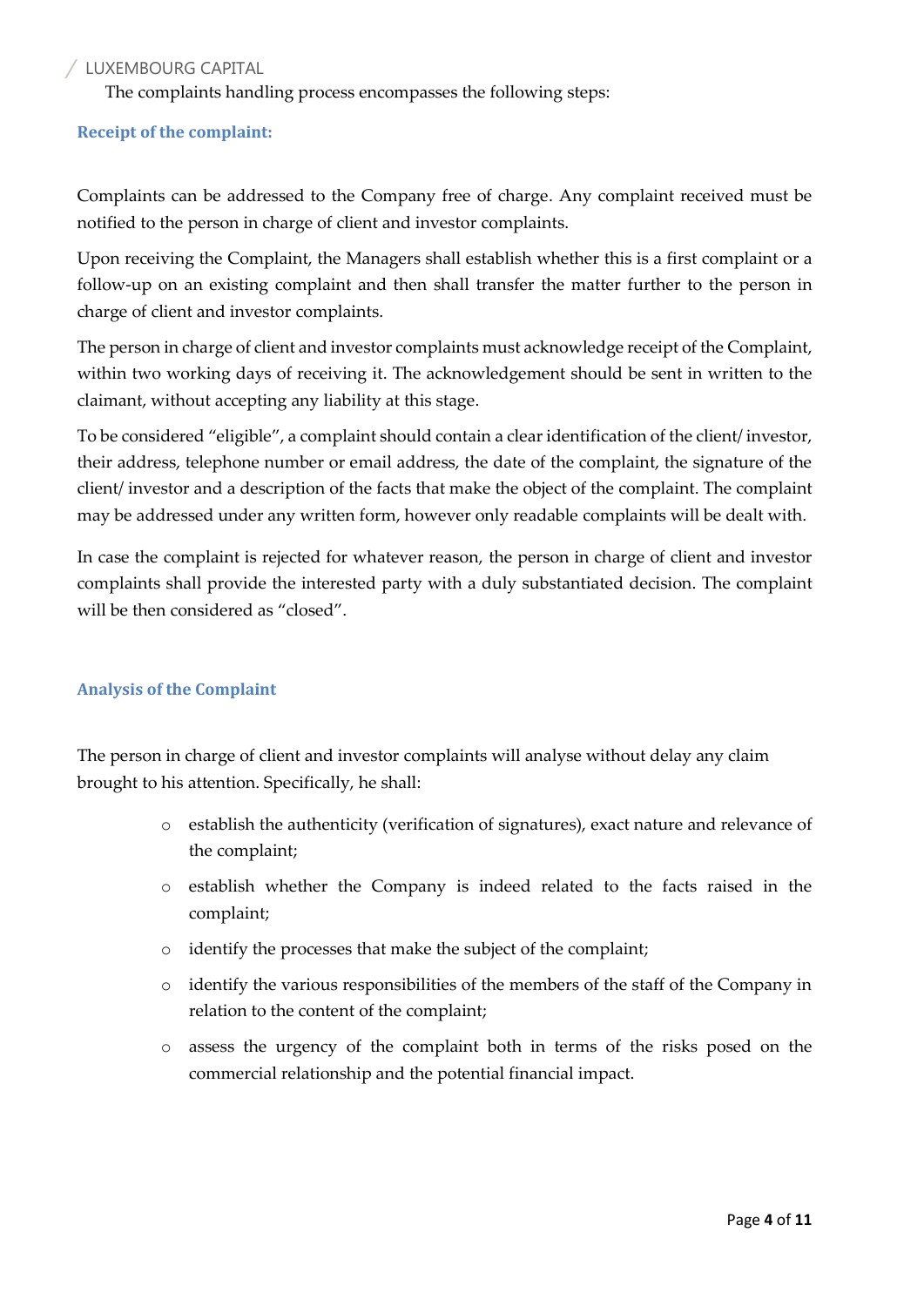The complaints handling process encompasses the following steps:

### Receipt of the complaint:

Complaints can be addressed to the Company free of charge. Any complaint received must be notified to the person in charge of client and investor complaints.

Upon receiving the Complaint, the Managers shall establish whether this is a first complaint or a follow-up on an existing complaint and then shall transfer the matter further to the person in charge of client and investor complaints.

The person in charge of client and investor complaints must acknowledge receipt of the Complaint, within two working days of receiving it. The acknowledgement should be sent in written to the claimant, without accepting any liability at this stage.

To be considered "eligible", a complaint should contain a clear identification of the client/ investor, their address, telephone number or email address, the date of the complaint, the signature of the client/ investor and a description of the facts that make the object of the complaint. The complaint may be addressed under any written form, however only readable complaints will be dealt with.

In case the complaint is rejected for whatever reason, the person in charge of client and investor complaints shall provide the interested party with a duly substantiated decision. The complaint will be then considered as "closed".

### Analysis of the Complaint

The person in charge of client and investor complaints will analyse without delay any claim brought to his attention. Specifically, he shall:

- establish the authenticity (verification of signatures), exact nature and relevance of the complaint;
- establish whether the Company is indeed related to the facts raised in the complaint;
- identify the processes that make the subject of the complaint;
- identify the various responsibilities of the members of the staff of the Company in relation to the content of the complaint;
- assess the urgency of the complaint both in terms of the risks posed on the commercial relationship and the potential financial impact.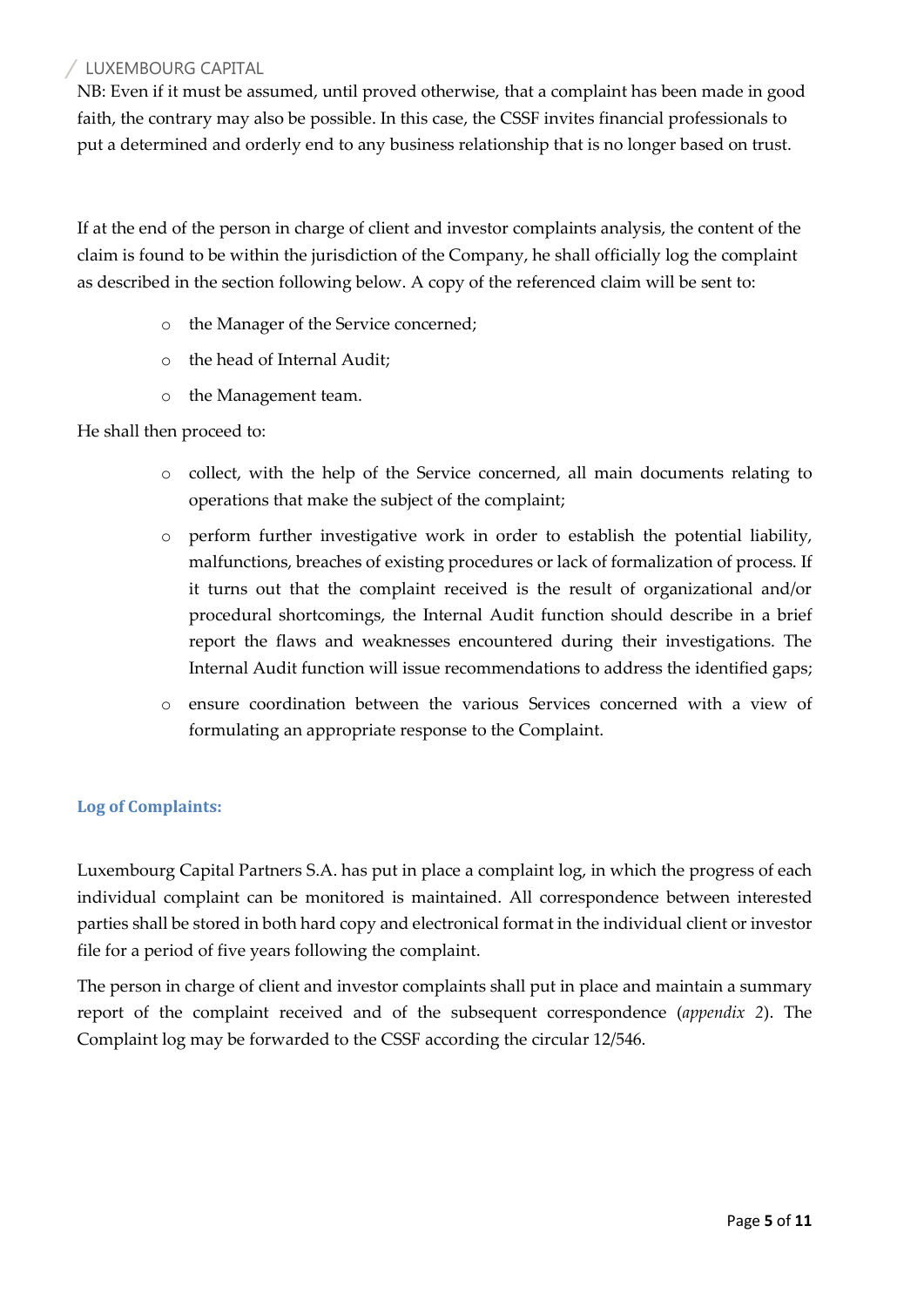NB: Even if it must be assumed, until proved otherwise, that a complaint has been made in good faith, the contrary may also be possible. In this case, the CSSF invites financial professionals to put a determined and orderly end to any business relationship that is no longer based on trust.

If at the end of the person in charge of client and investor complaints analysis, the content of the claim is found to be within the jurisdiction of the Company, he shall officially log the complaint as described in the section following below. A copy of the referenced claim will be sent to:

- the Manager of the Service concerned;
- the head of Internal Audit;
- the Management team.

He shall then proceed to:

- collect, with the help of the Service concerned, all main documents relating to operations that make the subject of the complaint;
- perform further investigative work in order to establish the potential liability, malfunctions, breaches of existing procedures or lack of formalization of process. If it turns out that the complaint received is the result of organizational and/or procedural shortcomings, the Internal Audit function should describe in a brief report the flaws and weaknesses encountered during their investigations. The Internal Audit function will issue recommendations to address the identified gaps;
- ensure coordination between the various Services concerned with a view of formulating an appropriate response to the Complaint.

### Log of Complaints:

Luxembourg Capital Partners S.A. has put in place a complaint log, in which the progress of each individual complaint can be monitored is maintained. All correspondence between interested parties shall be stored in both hard copy and electronical format in the individual client or investor file for a period of five years following the complaint.

The person in charge of client and investor complaints shall put in place and maintain a summary report of the complaint received and of the subsequent correspondence (*appendix 2*). The Complaint log may be forwarded to the CSSF according the circular 12/546.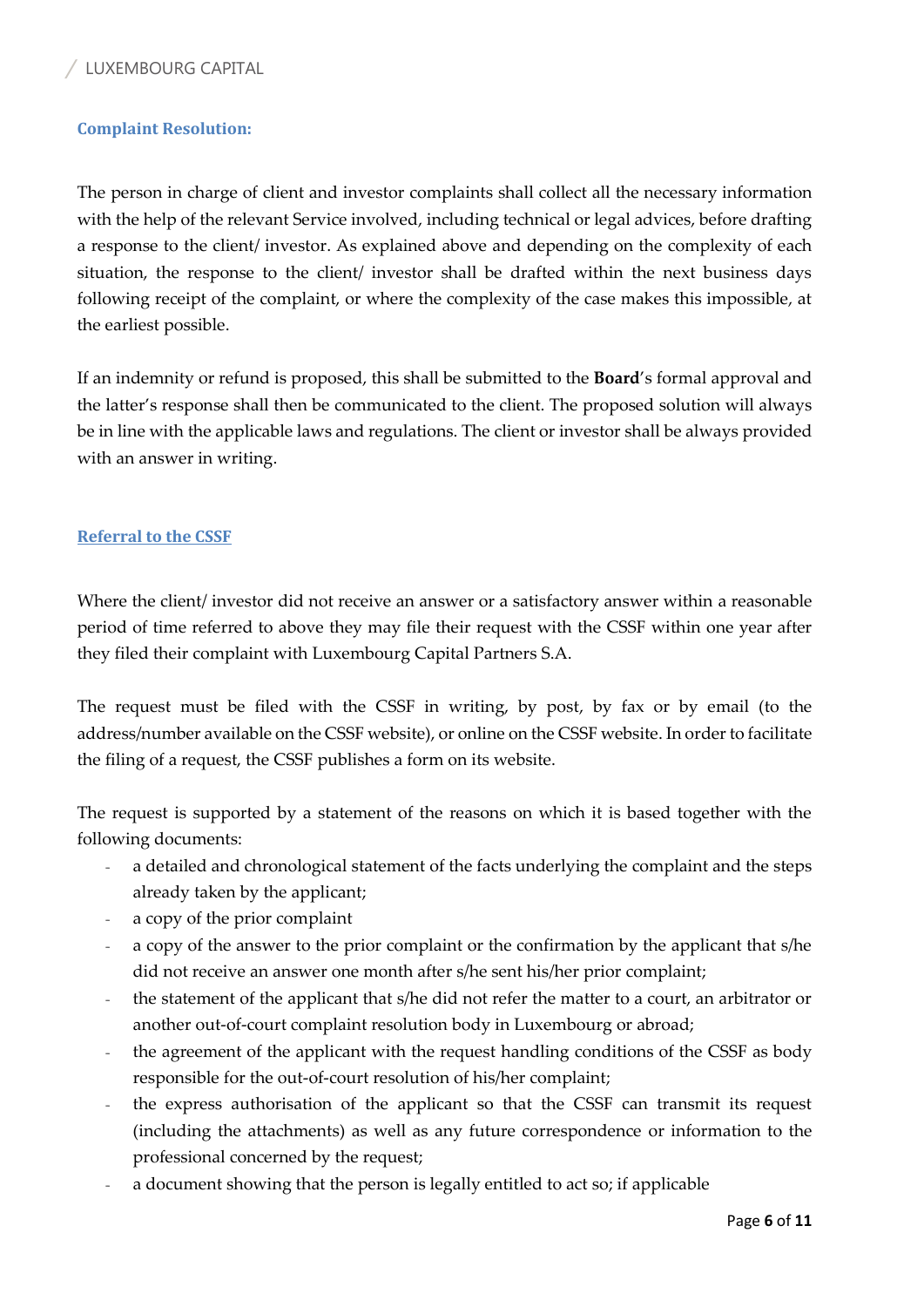### Complaint Resolution:

The person in charge of client and investor complaints shall collect all the necessary information with the help of the relevant Service involved, including technical or legal advices, before drafting a response to the client/ investor. As explained above and depending on the complexity of each situation, the response to the client/ investor shall be drafted within the next business days following receipt of the complaint, or where the complexity of the case makes this impossible, at the earliest possible.

If an indemnity or refund is proposed, this shall be submitted to the **Board**'s formal approval and the latter's response shall then be communicated to the client. The proposed solution will always be in line with the applicable laws and regulations. The client or investor shall be always provided with an answer in writing.

### Referral to the CSSF

Where the client/ investor did not receive an answer or a satisfactory answer within a reasonable period of time referred to above they may file their request with the CSSF within one year after they filed their complaint with Luxembourg Capital Partners S.A.

The request must be filed with the CSSF in writing, by post, by fax or by email (to the address/number available on the CSSF website), or online on the CSSF website. In order to facilitate the filing of a request, the CSSF publishes a form on its website.

The request is supported by a statement of the reasons on which it is based together with the following documents:

- a detailed and chronological statement of the facts underlying the complaint and the steps already taken by the applicant;
- a copy of the prior complaint
- a copy of the answer to the prior complaint or the confirmation by the applicant that s/he did not receive an answer one month after s/he sent his/her prior complaint;
- the statement of the applicant that s/he did not refer the matter to a court, an arbitrator or another out-of-court complaint resolution body in Luxembourg or abroad;
- the agreement of the applicant with the request handling conditions of the CSSF as body responsible for the out-of-court resolution of his/her complaint;
- the express authorisation of the applicant so that the CSSF can transmit its request (including the attachments) as well as any future correspondence or information to the professional concerned by the request;
- a document showing that the person is legally entitled to act so; if applicable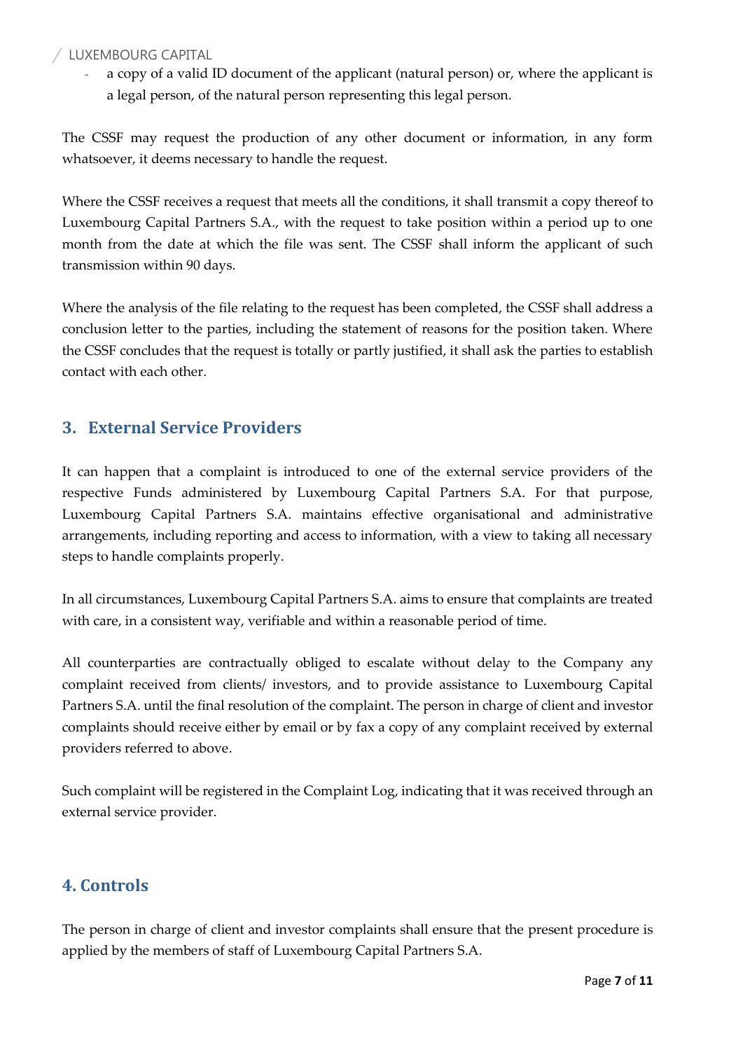- a copy of a valid ID document of the applicant (natural person) or, where the applicant is a legal person, of the natural person representing this legal person.

The CSSF may request the production of any other document or information, in any form whatsoever, it deems necessary to handle the request.

Where the CSSF receives a request that meets all the conditions, it shall transmit a copy thereof to Luxembourg Capital Partners S.A., with the request to take position within a period up to one month from the date at which the file was sent. The CSSF shall inform the applicant of such transmission within 90 days.

Where the analysis of the file relating to the request has been completed, the CSSF shall address a conclusion letter to the parties, including the statement of reasons for the position taken. Where the CSSF concludes that the request is totally or partly justified, it shall ask the parties to establish contact with each other.

## 3. External Service Providers

It can happen that a complaint is introduced to one of the external service providers of the respective Funds administered by Luxembourg Capital Partners S.A. For that purpose, Luxembourg Capital Partners S.A. maintains effective organisational and administrative arrangements, including reporting and access to information, with a view to taking all necessary steps to handle complaints properly.

In all circumstances, Luxembourg Capital Partners S.A. aims to ensure that complaints are treated with care, in a consistent way, verifiable and within a reasonable period of time.

All counterparties are contractually obliged to escalate without delay to the Company any complaint received from clients/ investors, and to provide assistance to Luxembourg Capital Partners S.A. until the final resolution of the complaint. The person in charge of client and investor complaints should receive either by email or by fax a copy of any complaint received by external providers referred to above.

Such complaint will be registered in the Complaint Log, indicating that it was received through an external service provider.

## 4. Controls

The person in charge of client and investor complaints shall ensure that the present procedure is applied by the members of staff of Luxembourg Capital Partners S.A.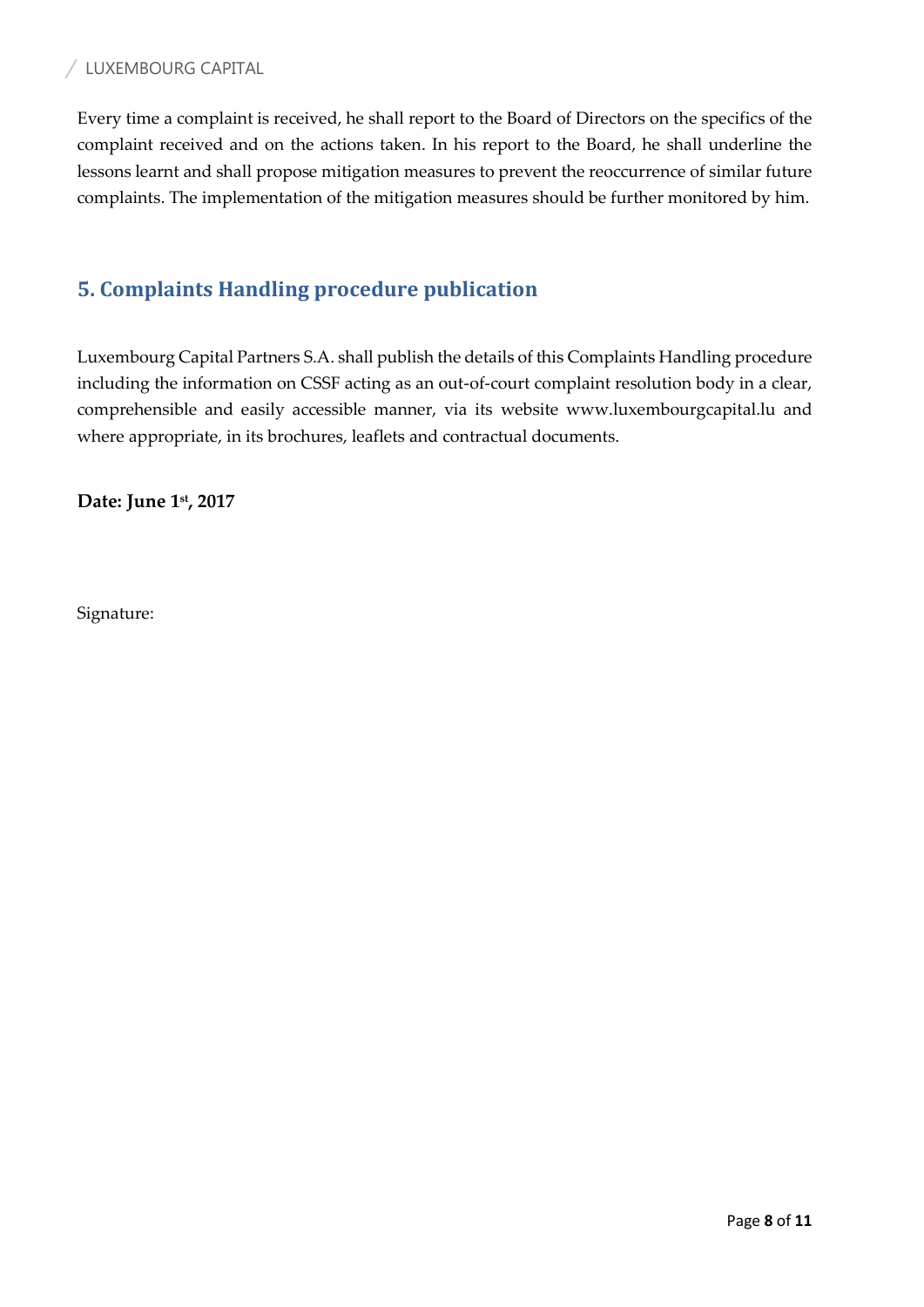Every time a complaint is received, he shall report to the Board of Directors on the specifics of the complaint received and on the actions taken. In his report to the Board, he shall underline the lessons learnt and shall propose mitigation measures to prevent the reoccurrence of similar future complaints. The implementation of the mitigation measures should be further monitored by him.

## 5. Complaints Handling procedure publication

Luxembourg Capital Partners S.A. shall publish the details of this Complaints Handling procedure including the information on CSSF acting as an out-of-court complaint resolution body in a clear, comprehensible and easily accessible manner, via its website www.luxembourgcapital.lu and where appropriate, in its brochures, leaflets and contractual documents.

**Date: June 1st, 2017**

Signature: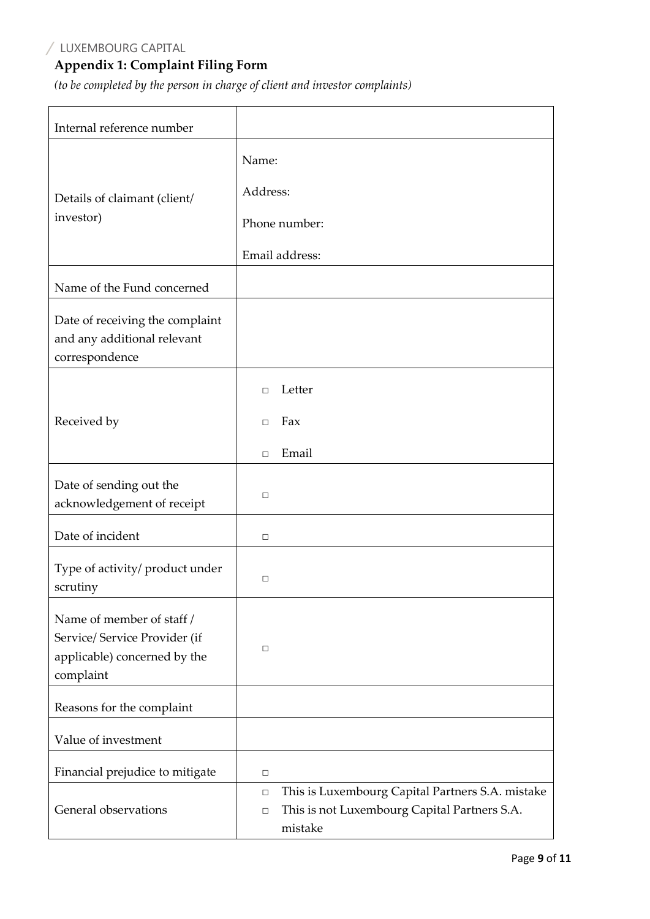## Appendix 1: Complaint Filing Form

*(to be completed by the person in charge of client and investor complaints)*

| | |
|---|---|
| Internal reference number | |
| Details of claimant (client/ investor) | Name:<br><br>Address:<br><br>Phone number:<br><br>Email address: |
| Name of the Fund concerned | |
| Date of receiving the complaint and any additional relevant correspondence | |
| Received by | □ Letter<br><br>□ Fax<br><br>□ Email |
| Date of sending out the acknowledgement of receipt | □ |
| Date of incident | □ |
| Type of activity/ product under scrutiny | □ |
| Name of member of staff / Service/ Service Provider (if applicable) concerned by the complaint | □ |
| Reasons for the complaint | |
| Value of investment | |
| Financial prejudice to mitigate | □ |
| General observations | □ This is Luxembourg Capital Partners S.A. mistake<br>□ This is not Luxembourg Capital Partners S.A. mistake |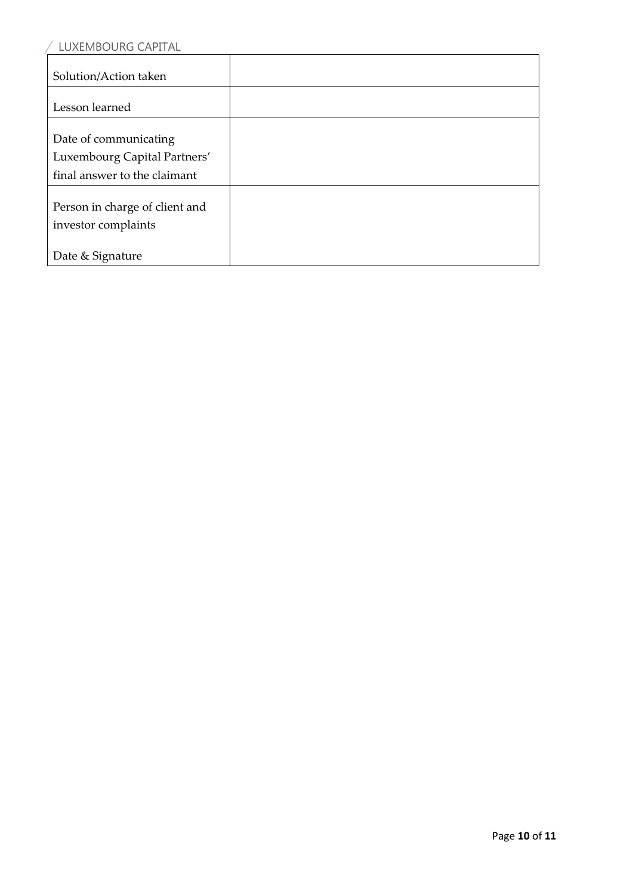| Solution/Action taken | |
| --- | --- |
| Lesson learned | |
| Date of communicating Luxembourg Capital Partners' final answer to the claimant | |
| Person in charge of client and investor complaints<br><br>Date & Signature | |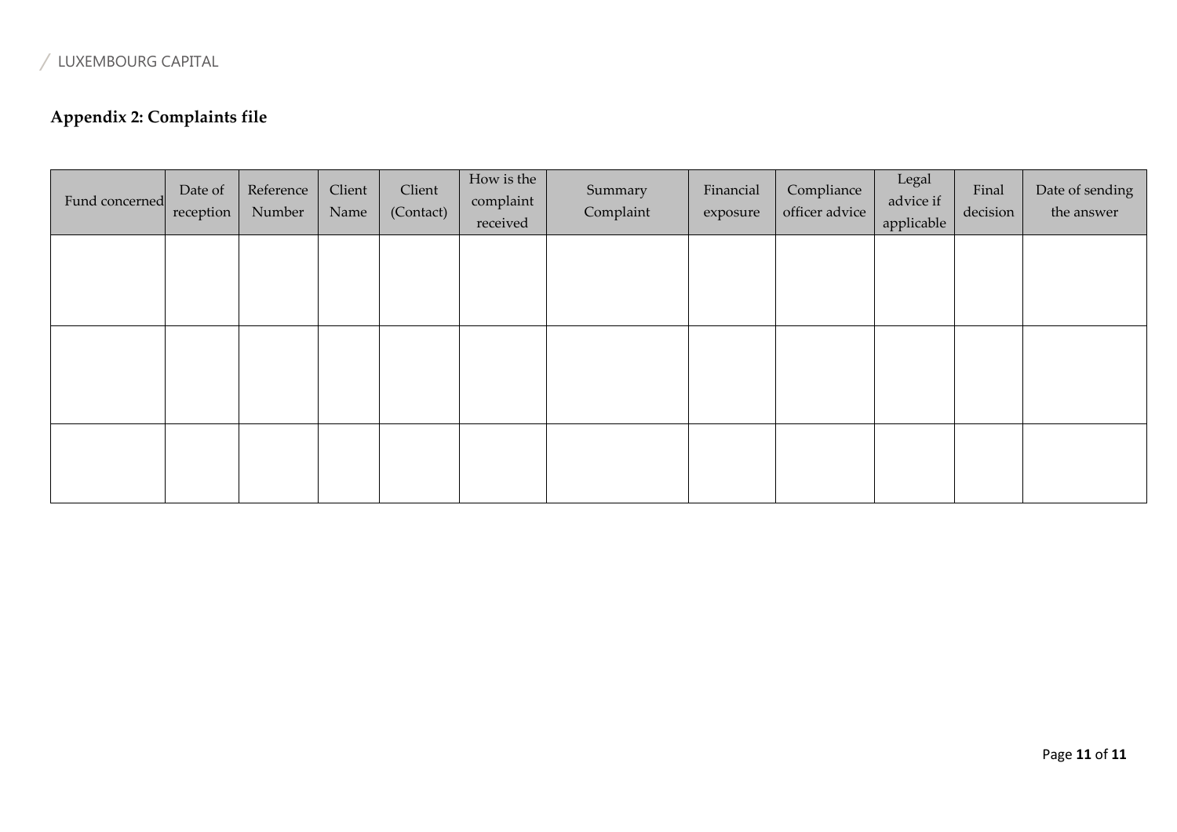## Appendix 2: Complaints file

| Fund concerned | Date of reception | Reference Number | Client Name | Client (Contact) | How is the complaint received | Summary Complaint | Financial exposure | Compliance officer advice | Legal advice if applicable | Final decision | Date of sending the answer |
|---|---|---|---|---|---|---|---|---|---|---|---|
| | | | | | | | | | | | |
| | | | | | | | | | | | |
| | | | | | | | | | | | |